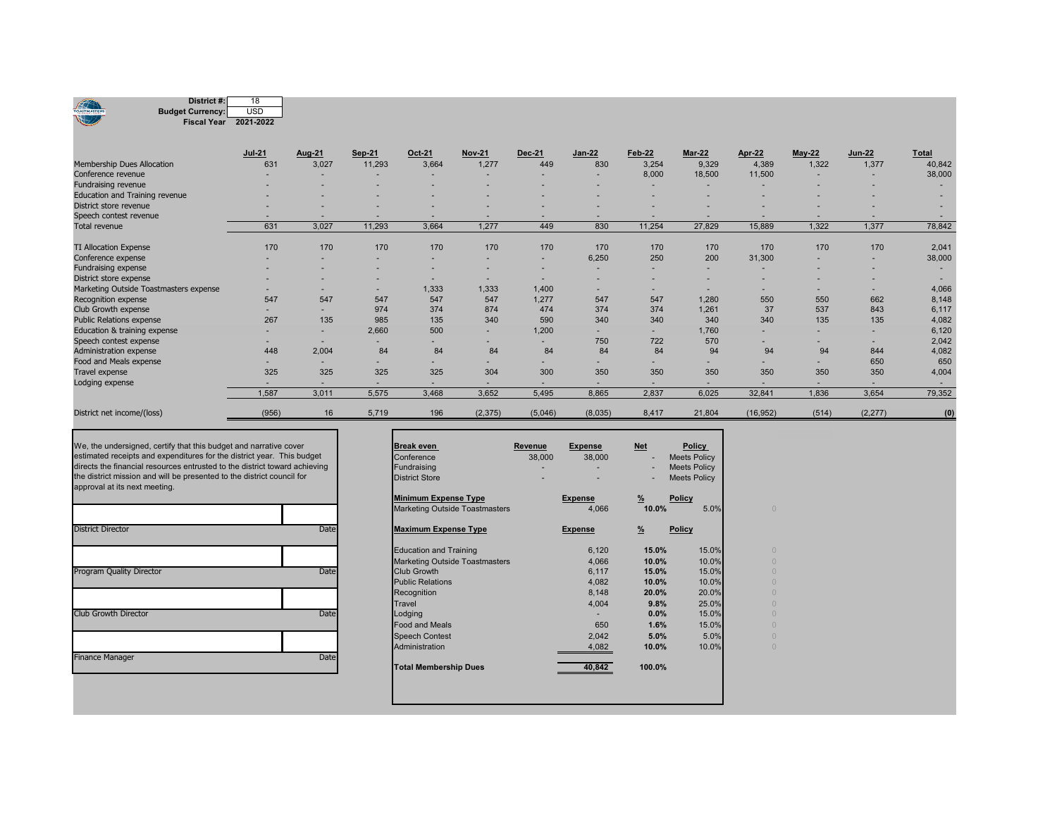| | |
|---|---|
| **District #:** | 18 |
| **Budget Currency:** | USD |
| **Fiscal Year** | 2021-2022 |

| | Jul-21 | Aug-21 | Sep-21 | Oct-21 | Nov-21 | Dec-21 | Jan-22 | Feb-22 | Mar-22 | Apr-22 | May-22 | Jun-22 | Total |
|---|---|---|---|---|---|---|---|---|---|---|---|---|---|
| Membership Dues Allocation | 631 | 3,027 | 11,293 | 3,664 | 1,277 | 449 | 830 | 3,254 | 9,329 | 4,389 | 1,322 | 1,377 | 40,842 |
| Conference revenue | - | - | - | - | - | - | - | 8,000 | 18,500 | 11,500 | - | - | 38,000 |
| Fundraising revenue | - | - | - | - | - | - | - | - | - | - | - | - | - |
| Education and Training revenue | - | - | - | - | - | - | - | - | - | - | - | - | - |
| District store revenue | - | - | - | - | - | - | - | - | - | - | - | - | - |
| Speech contest revenue | - | - | - | - | - | - | - | - | - | - | - | - | - |
| Total revenue | 631 | 3,027 | 11,293 | 3,664 | 1,277 | 449 | 830 | 11,254 | 27,829 | 15,889 | 1,322 | 1,377 | 78,842 |
| | | | | | | | | | | | | | |
| TI Allocation Expense | 170 | 170 | 170 | 170 | 170 | 170 | 170 | 170 | 170 | 170 | 170 | 170 | 2,041 |
| Conference expense | - | - | - | - | - | - | 6,250 | 250 | 200 | 31,300 | - | - | 38,000 |
| Fundraising expense | - | - | - | - | - | - | - | - | - | - | - | - | - |
| District store expense | - | - | - | - | - | - | - | - | - | - | - | - | - |
| Marketing Outside Toastmasters expense | - | - | - | 1,333 | 1,333 | 1,400 | - | - | - | - | - | - | 4,066 |
| Recognition expense | 547 | 547 | 547 | 547 | 547 | 1,277 | 547 | 547 | 1,280 | 550 | 550 | 662 | 8,148 |
| Club Growth expense | - | - | 974 | 374 | 874 | 474 | 374 | 374 | 1,261 | 37 | 537 | 843 | 6,117 |
| Public Relations expense | 267 | 135 | 985 | 135 | 340 | 590 | 340 | 340 | 340 | 340 | 135 | 135 | 4,082 |
| Education & training expense | - | - | 2,660 | 500 | - | 1,200 | - | - | 1,760 | - | - | - | 6,120 |
| Speech contest expense | - | - | - | - | - | - | 750 | 722 | 570 | - | - | - | 2,042 |
| Administration expense | 448 | 2,004 | 84 | 84 | 84 | 84 | 84 | 84 | 94 | 94 | 94 | 844 | 4,082 |
| Food and Meals expense | - | - | - | - | - | - | - | - | - | - | - | 650 | 650 |
| Travel expense | 325 | 325 | 325 | 325 | 304 | 300 | 350 | 350 | 350 | 350 | 350 | 350 | 4,004 |
| Lodging expense | - | - | - | - | - | - | - | - | - | - | - | - | - |
| | 1,587 | 3,011 | 5,575 | 3,468 | 3,652 | 5,495 | 8,865 | 2,837 | 6,025 | 32,841 | 1,836 | 3,654 | 79,352 |
| | | | | | | | | | | | | | |
| District net income/(loss) | (956) | 16 | 5,719 | 196 | (2,375) | (5,046) | (8,035) | 8,417 | 21,804 | (16,952) | (514) | (2,277) | **(0)** |

We, the undersigned, certify that this budget and narrative cover estimated receipts and expenditures for the district year. This budget directs the financial resources entrusted to the district toward achieving the district mission and will be presented to the district council for approval at its next meeting.

| | |
|---|---|
| District Director | Date |
| Program Quality Director | Date |
| Club Growth Director | Date |
| Finance Manager | Date |

| **Break even** | **Revenue** | **Expense** | **Net** | **Policy** |
|---|---|---|---|---|
| Conference | 38,000 | 38,000 | - | Meets Policy |
| Fundraising | - | - | - | Meets Policy |
| District Store | - | - | - | Meets Policy |

| **Minimum Expense Type** | **Expense** | **%** | **Policy** | |
|---|---|---|---|---|
| Marketing Outside Toastmasters | 4,066 | **10.0%** | 5.0% | 0 |

| **Maximum Expense Type** | **Expense** | **%** | **Policy** | |
|---|---|---|---|---|
| Education and Training | 6,120 | **15.0%** | 15.0% | 0 |
| Marketing Outside Toastmasters | 4,066 | **10.0%** | 10.0% | 0 |
| Club Growth | 6,117 | **15.0%** | 15.0% | 0 |
| Public Relations | 4,082 | **10.0%** | 10.0% | 0 |
| Recognition | 8,148 | **20.0%** | 20.0% | 0 |
| Travel | 4,004 | **9.8%** | 25.0% | 0 |
| Lodging | - | **0.0%** | 15.0% | 0 |
| Food and Meals | 650 | **1.6%** | 15.0% | 0 |
| Speech Contest | 2,042 | **5.0%** | 5.0% | 0 |
| Administration | 4,082 | **10.0%** | 10.0% | 0 |
| **Total Membership Dues** | **40,842** | **100.0%** | | |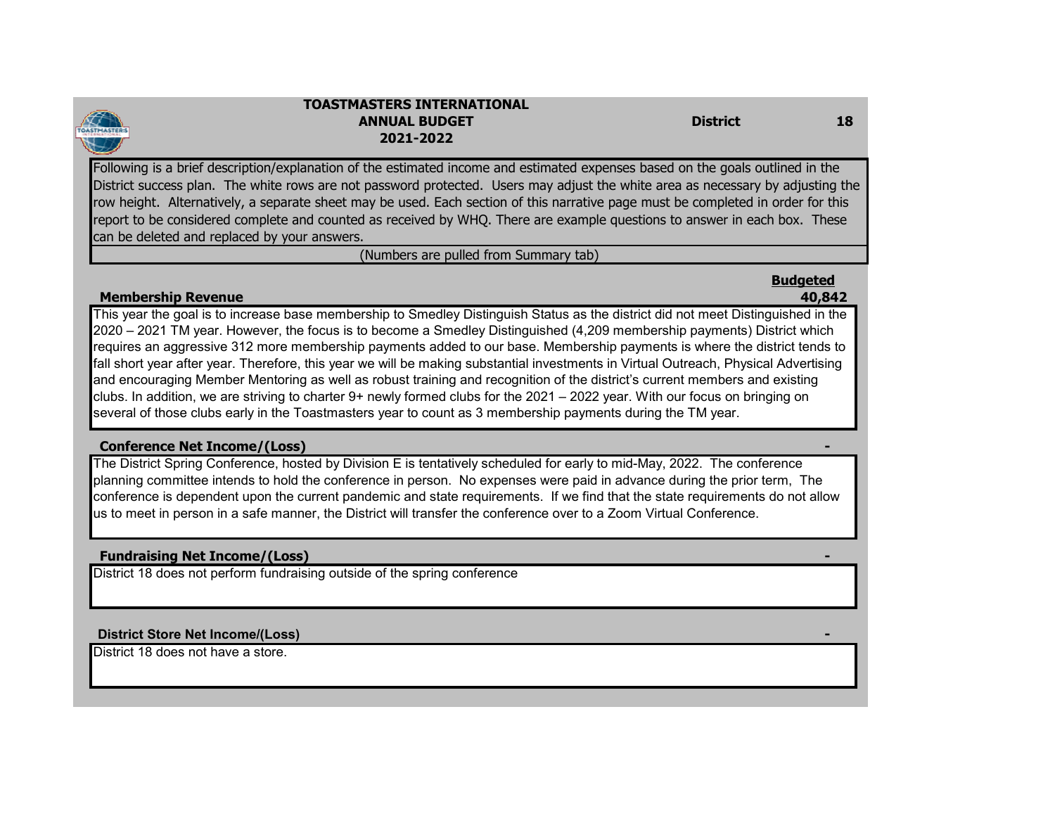**TOASTMASTERS INTERNATIONAL**
**ANNUAL BUDGET**
**2021-2022**

**District 18**

Following is a brief description/explanation of the estimated income and estimated expenses based on the goals outlined in the District success plan. The white rows are not password protected. Users may adjust the white area as necessary by adjusting the row height. Alternatively, a separate sheet may be used. Each section of this narrative page must be completed in order for this report to be considered complete and counted as received by WHQ. There are example questions to answer in each box. These can be deleted and replaced by your answers.

(Numbers are pulled from Summary tab)

| | **Budgeted** |
|---|---|
| **Membership Revenue** | **40,842** |

This year the goal is to increase base membership to Smedley Distinguish Status as the district did not meet Distinguished in the 2020 – 2021 TM year. However, the focus is to become a Smedley Distinguished (4,209 membership payments) District which requires an aggressive 312 more membership payments added to our base. Membership payments is where the district tends to fall short year after year. Therefore, this year we will be making substantial investments in Virtual Outreach, Physical Advertising and encouraging Member Mentoring as well as robust training and recognition of the district's current members and existing clubs. In addition, we are striving to charter 9+ newly formed clubs for the 2021 – 2022 year. With our focus on bringing on several of those clubs early in the Toastmasters year to count as 3 membership payments during the TM year.

| | |
|---|---|
| **Conference Net Income/(Loss)** | **-** |

The District Spring Conference, hosted by Division E is tentatively scheduled for early to mid-May, 2022. The conference planning committee intends to hold the conference in person. No expenses were paid in advance during the prior term, The conference is dependent upon the current pandemic and state requirements. If we find that the state requirements do not allow us to meet in person in a safe manner, the District will transfer the conference over to a Zoom Virtual Conference.

| | |
|---|---|
| **Fundraising Net Income/(Loss)** | **-** |

District 18 does not perform fundraising outside of the spring conference

| | |
|---|---|
| **District Store Net Income/(Loss)** | **-** |

District 18 does not have a store.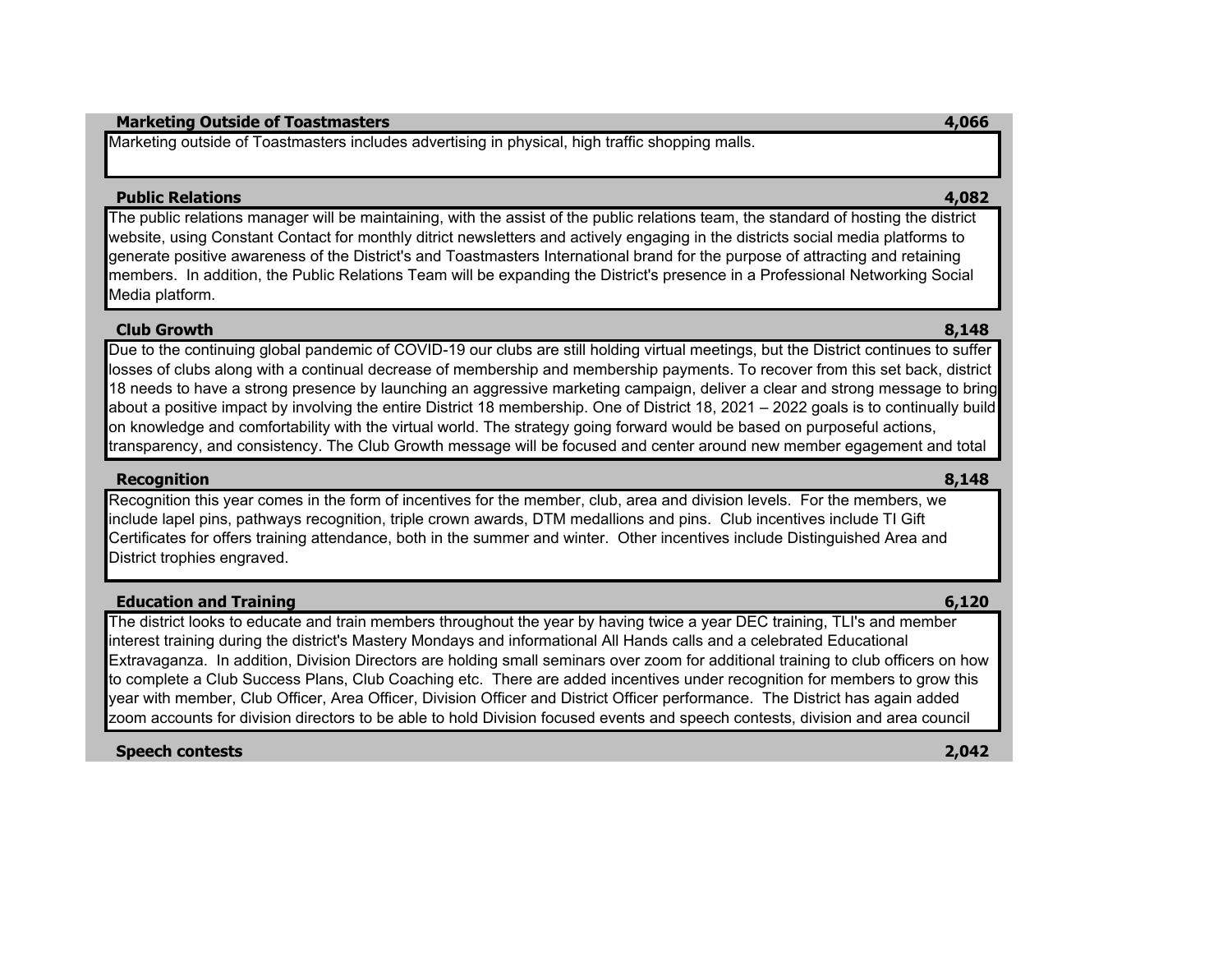**Marketing Outside of Toastmasters** **4,066**

Marketing outside of Toastmasters includes advertising in physical, high traffic shopping malls.

**Public Relations** **4,082**

The public relations manager will be maintaining, with the assist of the public relations team, the standard of hosting the district website, using Constant Contact for monthly ditrict newsletters and actively engaging in the districts social media platforms to generate positive awareness of the District's and Toastmasters International brand for the purpose of attracting and retaining members. In addition, the Public Relations Team will be expanding the District's presence in a Professional Networking Social Media platform.

**Club Growth** **8,148**

Due to the continuing global pandemic of COVID-19 our clubs are still holding virtual meetings, but the District continues to suffer losses of clubs along with a continual decrease of membership and membership payments. To recover from this set back, district 18 needs to have a strong presence by launching an aggressive marketing campaign, deliver a clear and strong message to bring about a positive impact by involving the entire District 18 membership. One of District 18, 2021 – 2022 goals is to continually build on knowledge and comfortability with the virtual world. The strategy going forward would be based on purposeful actions, transparency, and consistency. The Club Growth message will be focused and center around new member egagement and total

**Recognition** **8,148**

Recognition this year comes in the form of incentives for the member, club, area and division levels. For the members, we include lapel pins, pathways recognition, triple crown awards, DTM medallions and pins. Club incentives include TI Gift Certificates for offers training attendance, both in the summer and winter. Other incentives include Distinguished Area and District trophies engraved.

**Education and Training** **6,120**

The district looks to educate and train members throughout the year by having twice a year DEC training, TLI's and member interest training during the district's Mastery Mondays and informational All Hands calls and a celebrated Educational Extravaganza. In addition, Division Directors are holding small seminars over zoom for additional training to club officers on how to complete a Club Success Plans, Club Coaching etc. There are added incentives under recognition for members to grow this year with member, Club Officer, Area Officer, Division Officer and District Officer performance. The District has again added zoom accounts for division directors to be able to hold Division focused events and speech contests, division and area council

**Speech contests** **2,042**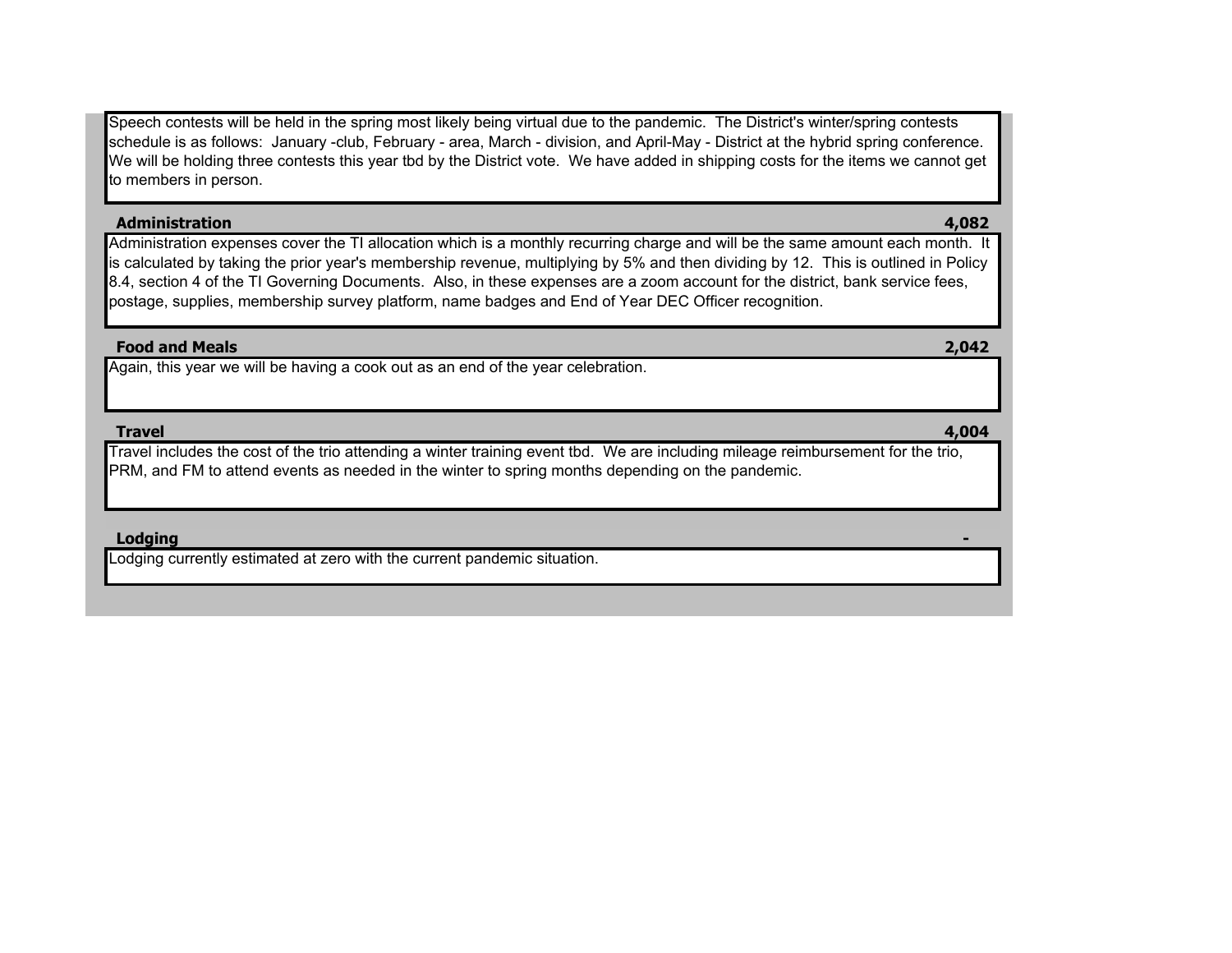Speech contests will be held in the spring most likely being virtual due to the pandemic. The District's winter/spring contests schedule is as follows: January -club, February - area, March - division, and April-May - District at the hybrid spring conference. We will be holding three contests this year tbd by the District vote. We have added in shipping costs for the items we cannot get to members in person.

**Administration** **4,082**

Administration expenses cover the TI allocation which is a monthly recurring charge and will be the same amount each month. It is calculated by taking the prior year's membership revenue, multiplying by 5% and then dividing by 12. This is outlined in Policy 8.4, section 4 of the TI Governing Documents. Also, in these expenses are a zoom account for the district, bank service fees, postage, supplies, membership survey platform, name badges and End of Year DEC Officer recognition.

**Food and Meals** **2,042**

Again, this year we will be having a cook out as an end of the year celebration.

**Travel** **4,004**

Travel includes the cost of the trio attending a winter training event tbd. We are including mileage reimbursement for the trio, PRM, and FM to attend events as needed in the winter to spring months depending on the pandemic.

**Lodging** **-**

Lodging currently estimated at zero with the current pandemic situation.